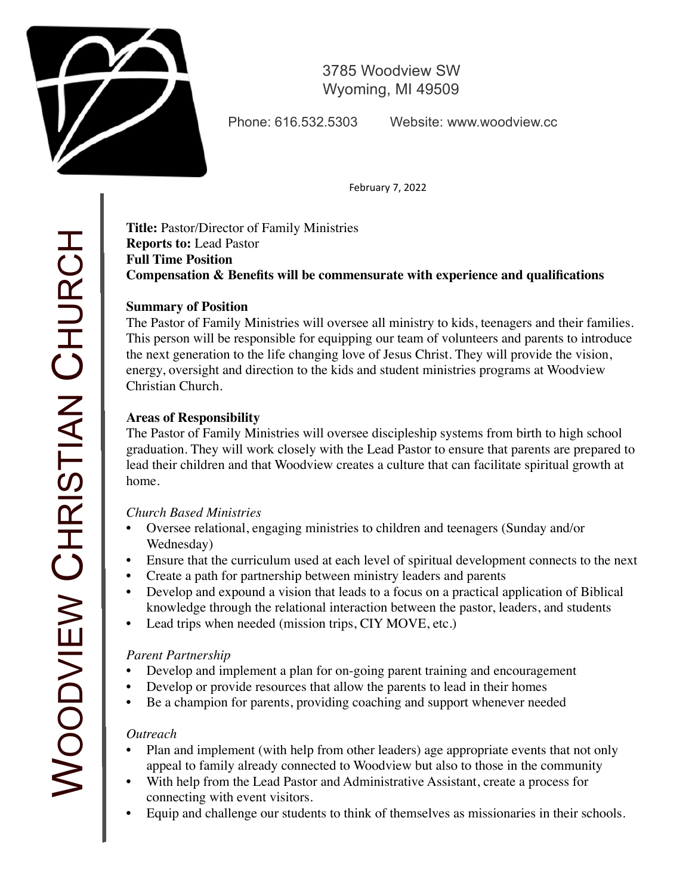# Woodview Christian Church

3785 Woodview SW
Wyoming, MI 49509

Phone: 616.532.5303 Website: www.woodview.cc

February 7, 2022

**Title:** Pastor/Director of Family Ministries
**Reports to:** Lead Pastor
**Full Time Position**
**Compensation & Benefits will be commensurate with experience and qualifications**

## Summary of Position

The Pastor of Family Ministries will oversee all ministry to kids, teenagers and their families. This person will be responsible for equipping our team of volunteers and parents to introduce the next generation to the life changing love of Jesus Christ. They will provide the vision, energy, oversight and direction to the kids and student ministries programs at Woodview Christian Church.

## Areas of Responsibility

The Pastor of Family Ministries will oversee discipleship systems from birth to high school graduation. They will work closely with the Lead Pastor to ensure that parents are prepared to lead their children and that Woodview creates a culture that can facilitate spiritual growth at home.

*Church Based Ministries*

- Oversee relational, engaging ministries to children and teenagers (Sunday and/or Wednesday)
- Ensure that the curriculum used at each level of spiritual development connects to the next
- Create a path for partnership between ministry leaders and parents
- Develop and expound a vision that leads to a focus on a practical application of Biblical knowledge through the relational interaction between the pastor, leaders, and students
- Lead trips when needed (mission trips, CIY MOVE, etc.)

*Parent Partnership*

- Develop and implement a plan for on-going parent training and encouragement
- Develop or provide resources that allow the parents to lead in their homes
- Be a champion for parents, providing coaching and support whenever needed

*Outreach*

- Plan and implement (with help from other leaders) age appropriate events that not only appeal to family already connected to Woodview but also to those in the community
- With help from the Lead Pastor and Administrative Assistant, create a process for connecting with event visitors.
- Equip and challenge our students to think of themselves as missionaries in their schools.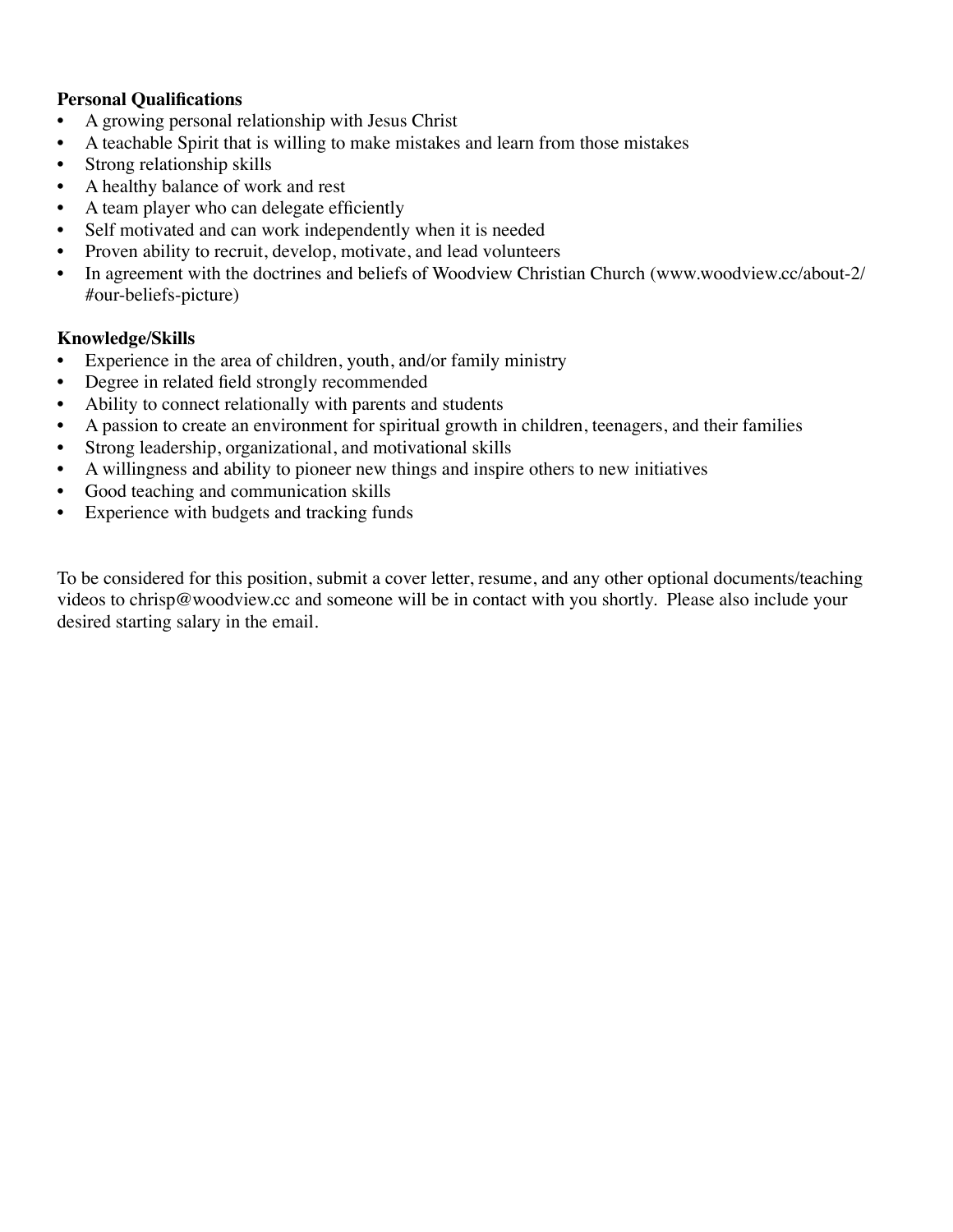**Personal Qualifications**

- A growing personal relationship with Jesus Christ
- A teachable Spirit that is willing to make mistakes and learn from those mistakes
- Strong relationship skills
- A healthy balance of work and rest
- A team player who can delegate efficiently
- Self motivated and can work independently when it is needed
- Proven ability to recruit, develop, motivate, and lead volunteers
- In agreement with the doctrines and beliefs of Woodview Christian Church (www.woodview.cc/about-2/#our-beliefs-picture)

**Knowledge/Skills**

- Experience in the area of children, youth, and/or family ministry
- Degree in related field strongly recommended
- Ability to connect relationally with parents and students
- A passion to create an environment for spiritual growth in children, teenagers, and their families
- Strong leadership, organizational, and motivational skills
- A willingness and ability to pioneer new things and inspire others to new initiatives
- Good teaching and communication skills
- Experience with budgets and tracking funds

To be considered for this position, submit a cover letter, resume, and any other optional documents/teaching videos to chrisp@woodview.cc and someone will be in contact with you shortly. Please also include your desired starting salary in the email.